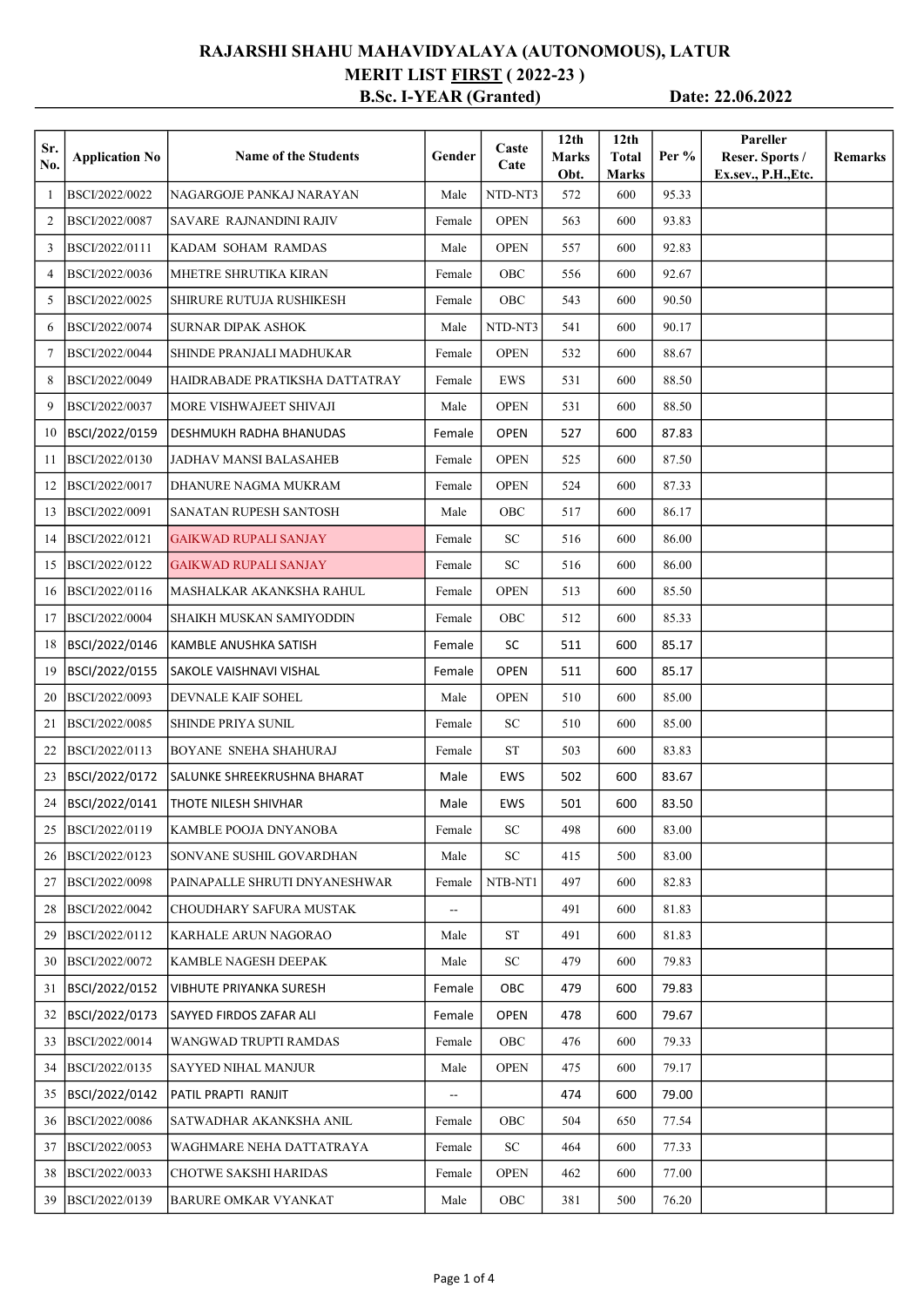# RAJARSHI SHAHU MAHAVIDYALAYA (AUTONOMOUS), LATUR

## MERIT LIST FIRST ( 2022-23 )

**B.Sc. I-YEAR (Granted)** **Date: 22.06.2022**

| Sr. No. | Application No | Name of the Students | Gender | Caste Cate | 12th Marks Obt. | 12th Total Marks | Per % | Pareller Reser. Sports / Ex.sev., P.H.,Etc. | Remarks |
|---|---|---|---|---|---|---|---|---|---|
| 1 | BSCI/2022/0022 | NAGARGOJE PANKAJ NARAYAN | Male | NTD-NT3 | 572 | 600 | 95.33 | | |
| 2 | BSCI/2022/0087 | SAVARE RAJNANDINI RAJIV | Female | OPEN | 563 | 600 | 93.83 | | |
| 3 | BSCI/2022/0111 | KADAM SOHAM RAMDAS | Male | OPEN | 557 | 600 | 92.83 | | |
| 4 | BSCI/2022/0036 | MHETRE SHRUTIKA KIRAN | Female | OBC | 556 | 600 | 92.67 | | |
| 5 | BSCI/2022/0025 | SHIRURE RUTUJA RUSHIKESH | Female | OBC | 543 | 600 | 90.50 | | |
| 6 | BSCI/2022/0074 | SURNAR DIPAK ASHOK | Male | NTD-NT3 | 541 | 600 | 90.17 | | |
| 7 | BSCI/2022/0044 | SHINDE PRANJALI MADHUKAR | Female | OPEN | 532 | 600 | 88.67 | | |
| 8 | BSCI/2022/0049 | HAIDRABADE PRATIKSHA DATTATRAY | Female | EWS | 531 | 600 | 88.50 | | |
| 9 | BSCI/2022/0037 | MORE VISHWAJEET SHIVAJI | Male | OPEN | 531 | 600 | 88.50 | | |
| 10 | BSCI/2022/0159 | DESHMUKH RADHA BHANUDAS | Female | OPEN | 527 | 600 | 87.83 | | |
| 11 | BSCI/2022/0130 | JADHAV MANSI BALASAHEB | Female | OPEN | 525 | 600 | 87.50 | | |
| 12 | BSCI/2022/0017 | DHANURE NAGMA MUKRAM | Female | OPEN | 524 | 600 | 87.33 | | |
| 13 | BSCI/2022/0091 | SANATAN RUPESH SANTOSH | Male | OBC | 517 | 600 | 86.17 | | |
| 14 | BSCI/2022/0121 | GAIKWAD RUPALI SANJAY | Female | SC | 516 | 600 | 86.00 | | |
| 15 | BSCI/2022/0122 | GAIKWAD RUPALI SANJAY | Female | SC | 516 | 600 | 86.00 | | |
| 16 | BSCI/2022/0116 | MASHALKAR AKANKSHA RAHUL | Female | OPEN | 513 | 600 | 85.50 | | |
| 17 | BSCI/2022/0004 | SHAIKH MUSKAN SAMIYODDIN | Female | OBC | 512 | 600 | 85.33 | | |
| 18 | BSCI/2022/0146 | KAMBLE ANUSHKA SATISH | Female | SC | 511 | 600 | 85.17 | | |
| 19 | BSCI/2022/0155 | SAKOLE VAISHNAVI VISHAL | Female | OPEN | 511 | 600 | 85.17 | | |
| 20 | BSCI/2022/0093 | DEVNALE KAIF SOHEL | Male | OPEN | 510 | 600 | 85.00 | | |
| 21 | BSCI/2022/0085 | SHINDE PRIYA SUNIL | Female | SC | 510 | 600 | 85.00 | | |
| 22 | BSCI/2022/0113 | BOYANE SNEHA SHAHURAJ | Female | ST | 503 | 600 | 83.83 | | |
| 23 | BSCI/2022/0172 | SALUNKE SHREEKRUSHNA BHARAT | Male | EWS | 502 | 600 | 83.67 | | |
| 24 | BSCI/2022/0141 | THOTE NILESH SHIVHAR | Male | EWS | 501 | 600 | 83.50 | | |
| 25 | BSCI/2022/0119 | KAMBLE POOJA DNYANOBA | Female | SC | 498 | 600 | 83.00 | | |
| 26 | BSCI/2022/0123 | SONVANE SUSHIL GOVARDHAN | Male | SC | 415 | 500 | 83.00 | | |
| 27 | BSCI/2022/0098 | PAINAPALLE SHRUTI DNYANESHWAR | Female | NTB-NT1 | 497 | 600 | 82.83 | | |
| 28 | BSCI/2022/0042 | CHOUDHARY SAFURA MUSTAK | -- | | 491 | 600 | 81.83 | | |
| 29 | BSCI/2022/0112 | KARHALE ARUN NAGORAO | Male | ST | 491 | 600 | 81.83 | | |
| 30 | BSCI/2022/0072 | KAMBLE NAGESH DEEPAK | Male | SC | 479 | 600 | 79.83 | | |
| 31 | BSCI/2022/0152 | VIBHUTE PRIYANKA SURESH | Female | OBC | 479 | 600 | 79.83 | | |
| 32 | BSCI/2022/0173 | SAYYED FIRDOS ZAFAR ALI | Female | OPEN | 478 | 600 | 79.67 | | |
| 33 | BSCI/2022/0014 | WANGWAD TRUPTI RAMDAS | Female | OBC | 476 | 600 | 79.33 | | |
| 34 | BSCI/2022/0135 | SAYYED NIHAL MANJUR | Male | OPEN | 475 | 600 | 79.17 | | |
| 35 | BSCI/2022/0142 | PATIL PRAPTI RANJIT | -- | | 474 | 600 | 79.00 | | |
| 36 | BSCI/2022/0086 | SATWADHAR AKANKSHA ANIL | Female | OBC | 504 | 650 | 77.54 | | |
| 37 | BSCI/2022/0053 | WAGHMARE NEHA DATTATRAYA | Female | SC | 464 | 600 | 77.33 | | |
| 38 | BSCI/2022/0033 | CHOTWE SAKSHI HARIDAS | Female | OPEN | 462 | 600 | 77.00 | | |
| 39 | BSCI/2022/0139 | BARURE OMKAR VYANKAT | Male | OBC | 381 | 500 | 76.20 | | |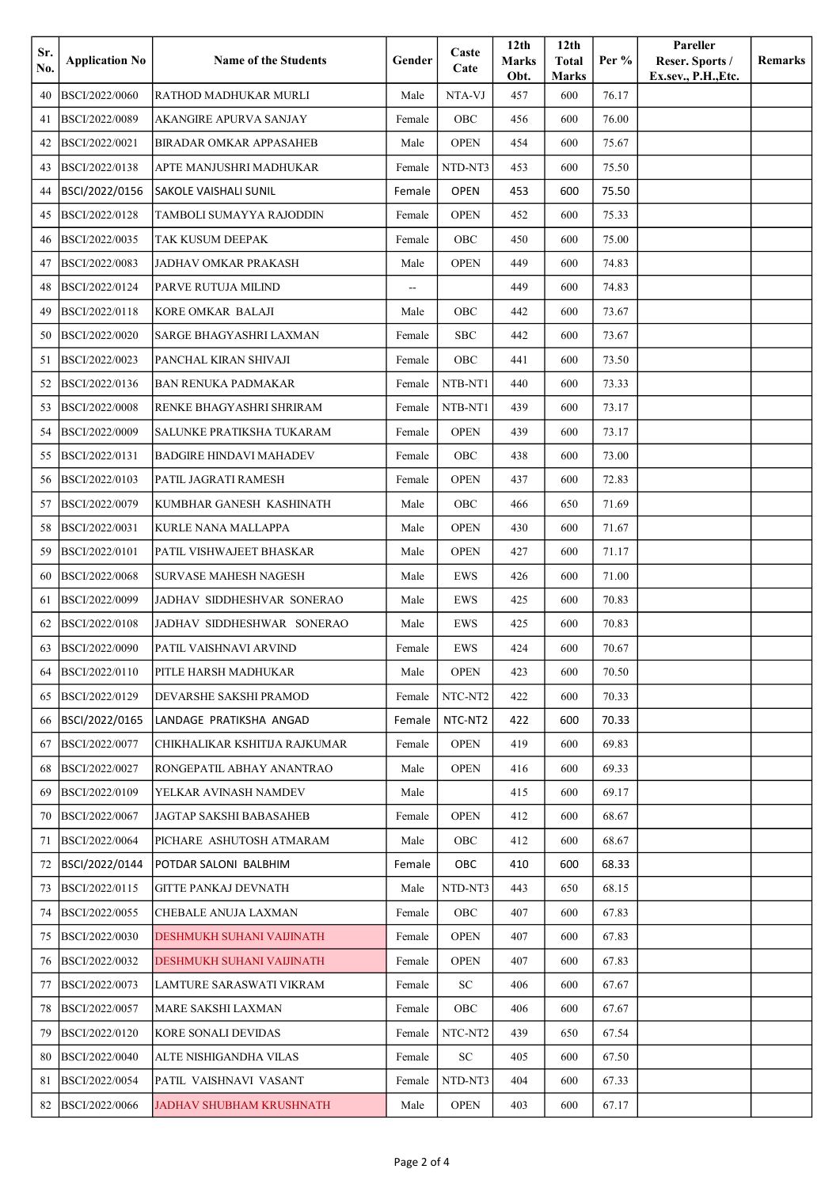| Sr. No. | Application No | Name of the Students | Gender | Caste Cate | 12th Marks Obt. | 12th Total Marks | Per % | Pareller Reser. Sports / Ex.sev., P.H.,Etc. | Remarks |
|---|---|---|---|---|---|---|---|---|---|
| 40 | BSCI/2022/0060 | RATHOD MADHUKAR MURLI | Male | NTA-VJ | 457 | 600 | 76.17 | | |
| 41 | BSCI/2022/0089 | AKANGIRE APURVA SANJAY | Female | OBC | 456 | 600 | 76.00 | | |
| 42 | BSCI/2022/0021 | BIRADAR OMKAR APPASAHEB | Male | OPEN | 454 | 600 | 75.67 | | |
| 43 | BSCI/2022/0138 | APTE MANJUSHRI MADHUKAR | Female | NTD-NT3 | 453 | 600 | 75.50 | | |
| 44 | BSCI/2022/0156 | SAKOLE VAISHALI SUNIL | Female | OPEN | 453 | 600 | 75.50 | | |
| 45 | BSCI/2022/0128 | TAMBOLI SUMAYYA RAJODDIN | Female | OPEN | 452 | 600 | 75.33 | | |
| 46 | BSCI/2022/0035 | TAK KUSUM DEEPAK | Female | OBC | 450 | 600 | 75.00 | | |
| 47 | BSCI/2022/0083 | JADHAV OMKAR PRAKASH | Male | OPEN | 449 | 600 | 74.83 | | |
| 48 | BSCI/2022/0124 | PARVE RUTUJA MILIND | -- | | 449 | 600 | 74.83 | | |
| 49 | BSCI/2022/0118 | KORE OMKAR BALAJI | Male | OBC | 442 | 600 | 73.67 | | |
| 50 | BSCI/2022/0020 | SARGE BHAGYASHRI LAXMAN | Female | SBC | 442 | 600 | 73.67 | | |
| 51 | BSCI/2022/0023 | PANCHAL KIRAN SHIVAJI | Female | OBC | 441 | 600 | 73.50 | | |
| 52 | BSCI/2022/0136 | BAN RENUKA PADMAKAR | Female | NTB-NT1 | 440 | 600 | 73.33 | | |
| 53 | BSCI/2022/0008 | RENKE BHAGYASHRI SHRIRAM | Female | NTB-NT1 | 439 | 600 | 73.17 | | |
| 54 | BSCI/2022/0009 | SALUNKE PRATIKSHA TUKARAM | Female | OPEN | 439 | 600 | 73.17 | | |
| 55 | BSCI/2022/0131 | BADGIRE HINDAVI MAHADEV | Female | OBC | 438 | 600 | 73.00 | | |
| 56 | BSCI/2022/0103 | PATIL JAGRATI RAMESH | Female | OPEN | 437 | 600 | 72.83 | | |
| 57 | BSCI/2022/0079 | KUMBHAR GANESH KASHINATH | Male | OBC | 466 | 650 | 71.69 | | |
| 58 | BSCI/2022/0031 | KURLE NANA MALLAPPA | Male | OPEN | 430 | 600 | 71.67 | | |
| 59 | BSCI/2022/0101 | PATIL VISHWAJEET BHASKAR | Male | OPEN | 427 | 600 | 71.17 | | |
| 60 | BSCI/2022/0068 | SURVASE MAHESH NAGESH | Male | EWS | 426 | 600 | 71.00 | | |
| 61 | BSCI/2022/0099 | JADHAV SIDDHESHVAR SONERAO | Male | EWS | 425 | 600 | 70.83 | | |
| 62 | BSCI/2022/0108 | JADHAV SIDDHESHWAR SONERAO | Male | EWS | 425 | 600 | 70.83 | | |
| 63 | BSCI/2022/0090 | PATIL VAISHNAVI ARVIND | Female | EWS | 424 | 600 | 70.67 | | |
| 64 | BSCI/2022/0110 | PITLE HARSH MADHUKAR | Male | OPEN | 423 | 600 | 70.50 | | |
| 65 | BSCI/2022/0129 | DEVARSHE SAKSHI PRAMOD | Female | NTC-NT2 | 422 | 600 | 70.33 | | |
| 66 | BSCI/2022/0165 | LANDAGE PRATIKSHA ANGAD | Female | NTC-NT2 | 422 | 600 | 70.33 | | |
| 67 | BSCI/2022/0077 | CHIKHALIKAR KSHITIJA RAJKUMAR | Female | OPEN | 419 | 600 | 69.83 | | |
| 68 | BSCI/2022/0027 | RONGEPATIL ABHAY ANANTRAO | Male | OPEN | 416 | 600 | 69.33 | | |
| 69 | BSCI/2022/0109 | YELKAR AVINASH NAMDEV | Male | | 415 | 600 | 69.17 | | |
| 70 | BSCI/2022/0067 | JAGTAP SAKSHI BABASAHEB | Female | OPEN | 412 | 600 | 68.67 | | |
| 71 | BSCI/2022/0064 | PICHARE ASHUTOSH ATMARAM | Male | OBC | 412 | 600 | 68.67 | | |
| 72 | BSCI/2022/0144 | POTDAR SALONI BALBHIM | Female | OBC | 410 | 600 | 68.33 | | |
| 73 | BSCI/2022/0115 | GITTE PANKAJ DEVNATH | Male | NTD-NT3 | 443 | 650 | 68.15 | | |
| 74 | BSCI/2022/0055 | CHEBALE ANUJA LAXMAN | Female | OBC | 407 | 600 | 67.83 | | |
| 75 | BSCI/2022/0030 | DESHMUKH SUHANI VAIJINATH | Female | OPEN | 407 | 600 | 67.83 | | |
| 76 | BSCI/2022/0032 | DESHMUKH SUHANI VAIJINATH | Female | OPEN | 407 | 600 | 67.83 | | |
| 77 | BSCI/2022/0073 | LAMTURE SARASWATI VIKRAM | Female | SC | 406 | 600 | 67.67 | | |
| 78 | BSCI/2022/0057 | MARE SAKSHI LAXMAN | Female | OBC | 406 | 600 | 67.67 | | |
| 79 | BSCI/2022/0120 | KORE SONALI DEVIDAS | Female | NTC-NT2 | 439 | 650 | 67.54 | | |
| 80 | BSCI/2022/0040 | ALTE NISHIGANDHA VILAS | Female | SC | 405 | 600 | 67.50 | | |
| 81 | BSCI/2022/0054 | PATIL VAISHNAVI VASANT | Female | NTD-NT3 | 404 | 600 | 67.33 | | |
| 82 | BSCI/2022/0066 | JADHAV SHUBHAM KRUSHNATH | Male | OPEN | 403 | 600 | 67.17 | | |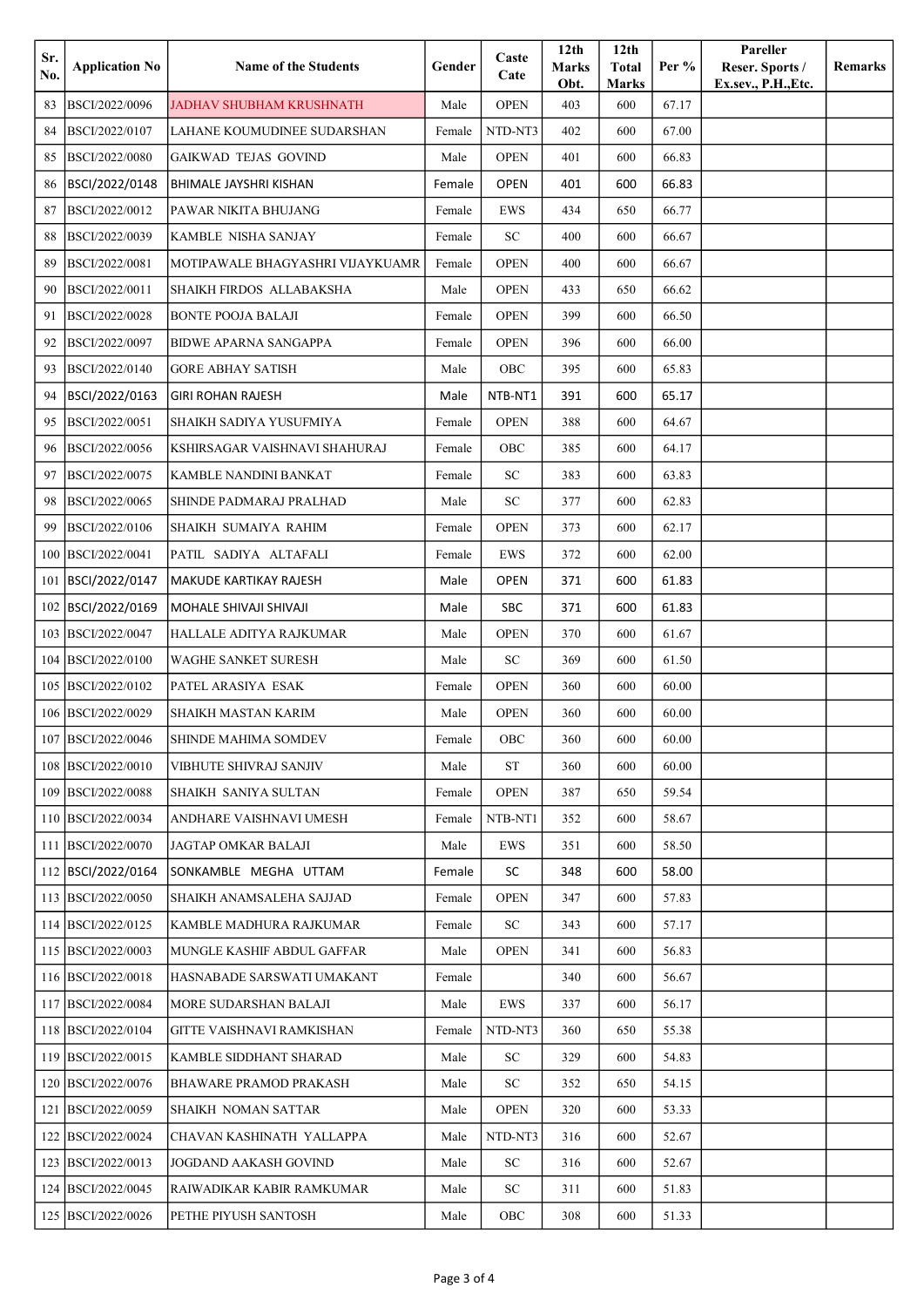| Sr. No. | Application No | Name of the Students | Gender | Caste Cate | 12th Marks Obt. | 12th Total Marks | Per % | Pareller Reser. Sports / Ex.sev., P.H.,Etc. | Remarks |
|---|---|---|---|---|---|---|---|---|---|
| 83 | BSCI/2022/0096 | JADHAV SHUBHAM KRUSHNATH | Male | OPEN | 403 | 600 | 67.17 | | |
| 84 | BSCI/2022/0107 | LAHANE KOUMUDINEE SUDARSHAN | Female | NTD-NT3 | 402 | 600 | 67.00 | | |
| 85 | BSCI/2022/0080 | GAIKWAD TEJAS GOVIND | Male | OPEN | 401 | 600 | 66.83 | | |
| 86 | BSCI/2022/0148 | BHIMALE JAYSHRI KISHAN | Female | OPEN | 401 | 600 | 66.83 | | |
| 87 | BSCI/2022/0012 | PAWAR NIKITA BHUJANG | Female | EWS | 434 | 650 | 66.77 | | |
| 88 | BSCI/2022/0039 | KAMBLE NISHA SANJAY | Female | SC | 400 | 600 | 66.67 | | |
| 89 | BSCI/2022/0081 | MOTIPAWALE BHAGYASHRI VIJAYKUAMR | Female | OPEN | 400 | 600 | 66.67 | | |
| 90 | BSCI/2022/0011 | SHAIKH FIRDOS ALLABAKSHA | Male | OPEN | 433 | 650 | 66.62 | | |
| 91 | BSCI/2022/0028 | BONTE POOJA BALAJI | Female | OPEN | 399 | 600 | 66.50 | | |
| 92 | BSCI/2022/0097 | BIDWE APARNA SANGAPPA | Female | OPEN | 396 | 600 | 66.00 | | |
| 93 | BSCI/2022/0140 | GORE ABHAY SATISH | Male | OBC | 395 | 600 | 65.83 | | |
| 94 | BSCI/2022/0163 | GIRI ROHAN RAJESH | Male | NTB-NT1 | 391 | 600 | 65.17 | | |
| 95 | BSCI/2022/0051 | SHAIKH SADIYA YUSUFMIYA | Female | OPEN | 388 | 600 | 64.67 | | |
| 96 | BSCI/2022/0056 | KSHIRSAGAR VAISHNAVI SHAHURAJ | Female | OBC | 385 | 600 | 64.17 | | |
| 97 | BSCI/2022/0075 | KAMBLE NANDINI BANKAT | Female | SC | 383 | 600 | 63.83 | | |
| 98 | BSCI/2022/0065 | SHINDE PADMARAJ PRALHAD | Male | SC | 377 | 600 | 62.83 | | |
| 99 | BSCI/2022/0106 | SHAIKH SUMAIYA RAHIM | Female | OPEN | 373 | 600 | 62.17 | | |
| 100 | BSCI/2022/0041 | PATIL SADIYA ALTAFALI | Female | EWS | 372 | 600 | 62.00 | | |
| 101 | BSCI/2022/0147 | MAKUDE KARTIKAY RAJESH | Male | OPEN | 371 | 600 | 61.83 | | |
| 102 | BSCI/2022/0169 | MOHALE SHIVAJI SHIVAJI | Male | SBC | 371 | 600 | 61.83 | | |
| 103 | BSCI/2022/0047 | HALLALE ADITYA RAJKUMAR | Male | OPEN | 370 | 600 | 61.67 | | |
| 104 | BSCI/2022/0100 | WAGHE SANKET SURESH | Male | SC | 369 | 600 | 61.50 | | |
| 105 | BSCI/2022/0102 | PATEL ARASIYA ESAK | Female | OPEN | 360 | 600 | 60.00 | | |
| 106 | BSCI/2022/0029 | SHAIKH MASTAN KARIM | Male | OPEN | 360 | 600 | 60.00 | | |
| 107 | BSCI/2022/0046 | SHINDE MAHIMA SOMDEV | Female | OBC | 360 | 600 | 60.00 | | |
| 108 | BSCI/2022/0010 | VIBHUTE SHIVRAJ SANJIV | Male | ST | 360 | 600 | 60.00 | | |
| 109 | BSCI/2022/0088 | SHAIKH SANIYA SULTAN | Female | OPEN | 387 | 650 | 59.54 | | |
| 110 | BSCI/2022/0034 | ANDHARE VAISHNAVI UMESH | Female | NTB-NT1 | 352 | 600 | 58.67 | | |
| 111 | BSCI/2022/0070 | JAGTAP OMKAR BALAJI | Male | EWS | 351 | 600 | 58.50 | | |
| 112 | BSCI/2022/0164 | SONKAMBLE MEGHA UTTAM | Female | SC | 348 | 600 | 58.00 | | |
| 113 | BSCI/2022/0050 | SHAIKH ANAMSALEHA SAJJAD | Female | OPEN | 347 | 600 | 57.83 | | |
| 114 | BSCI/2022/0125 | KAMBLE MADHURA RAJKUMAR | Female | SC | 343 | 600 | 57.17 | | |
| 115 | BSCI/2022/0003 | MUNGLE KASHIF ABDUL GAFFAR | Male | OPEN | 341 | 600 | 56.83 | | |
| 116 | BSCI/2022/0018 | HASNABADE SARSWATI UMAKANT | Female | | 340 | 600 | 56.67 | | |
| 117 | BSCI/2022/0084 | MORE SUDARSHAN BALAJI | Male | EWS | 337 | 600 | 56.17 | | |
| 118 | BSCI/2022/0104 | GITTE VAISHNAVI RAMKISHAN | Female | NTD-NT3 | 360 | 650 | 55.38 | | |
| 119 | BSCI/2022/0015 | KAMBLE SIDDHANT SHARAD | Male | SC | 329 | 600 | 54.83 | | |
| 120 | BSCI/2022/0076 | BHAWARE PRAMOD PRAKASH | Male | SC | 352 | 650 | 54.15 | | |
| 121 | BSCI/2022/0059 | SHAIKH NOMAN SATTAR | Male | OPEN | 320 | 600 | 53.33 | | |
| 122 | BSCI/2022/0024 | CHAVAN KASHINATH YALLAPPA | Male | NTD-NT3 | 316 | 600 | 52.67 | | |
| 123 | BSCI/2022/0013 | JOGDAND AAKASH GOVIND | Male | SC | 316 | 600 | 52.67 | | |
| 124 | BSCI/2022/0045 | RAIWADIKAR KABIR RAMKUMAR | Male | SC | 311 | 600 | 51.83 | | |
| 125 | BSCI/2022/0026 | PETHE PIYUSH SANTOSH | Male | OBC | 308 | 600 | 51.33 | | |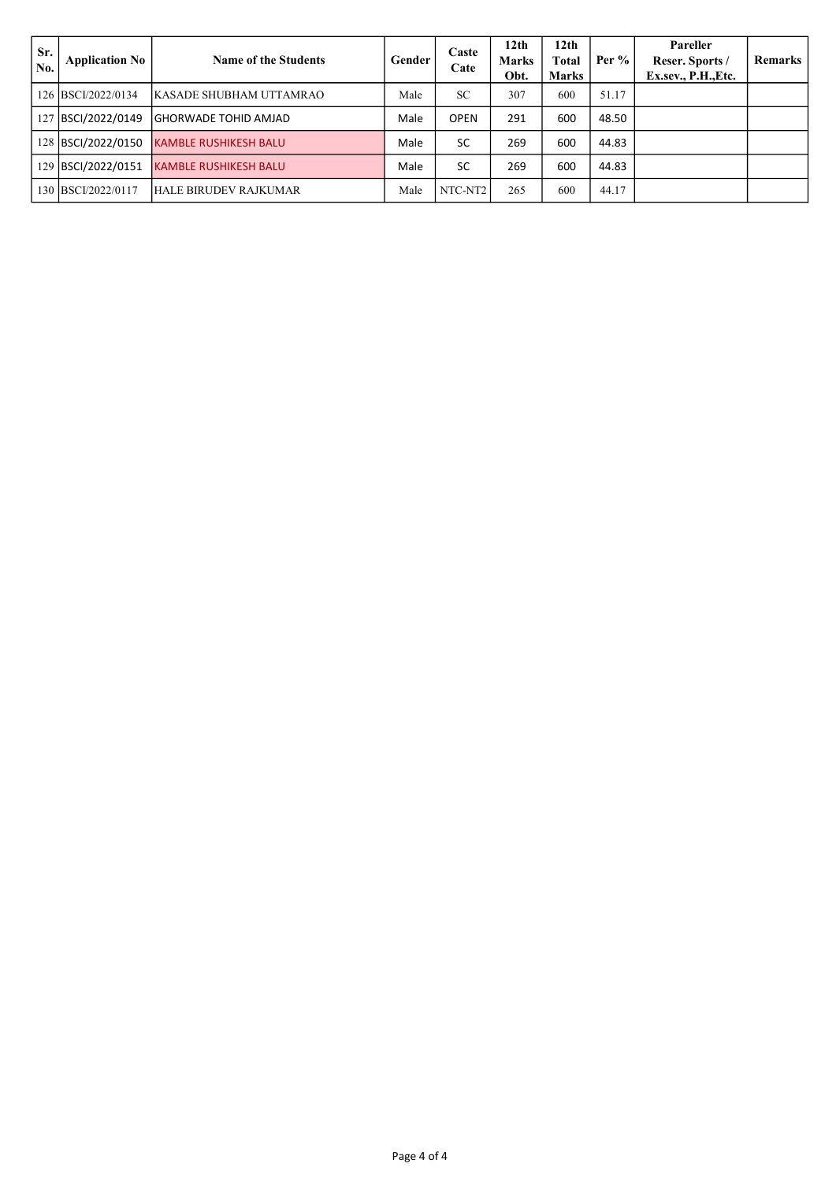| Sr. No. | Application No | Name of the Students | Gender | Caste Cate | 12th Marks Obt. | 12th Total Marks | Per % | Pareller Reser. Sports / Ex.sev., P.H.,Etc. | Remarks |
|---|---|---|---|---|---|---|---|---|---|
| 126 | BSCI/2022/0134 | KASADE SHUBHAM UTTAMRAO | Male | SC | 307 | 600 | 51.17 | | |
| 127 | BSCI/2022/0149 | GHORWADE TOHID AMJAD | Male | OPEN | 291 | 600 | 48.50 | | |
| 128 | BSCI/2022/0150 | KAMBLE RUSHIKESH BALU | Male | SC | 269 | 600 | 44.83 | | |
| 129 | BSCI/2022/0151 | KAMBLE RUSHIKESH BALU | Male | SC | 269 | 600 | 44.83 | | |
| 130 | BSCI/2022/0117 | HALE BIRUDEV RAJKUMAR | Male | NTC-NT2 | 265 | 600 | 44.17 | | |